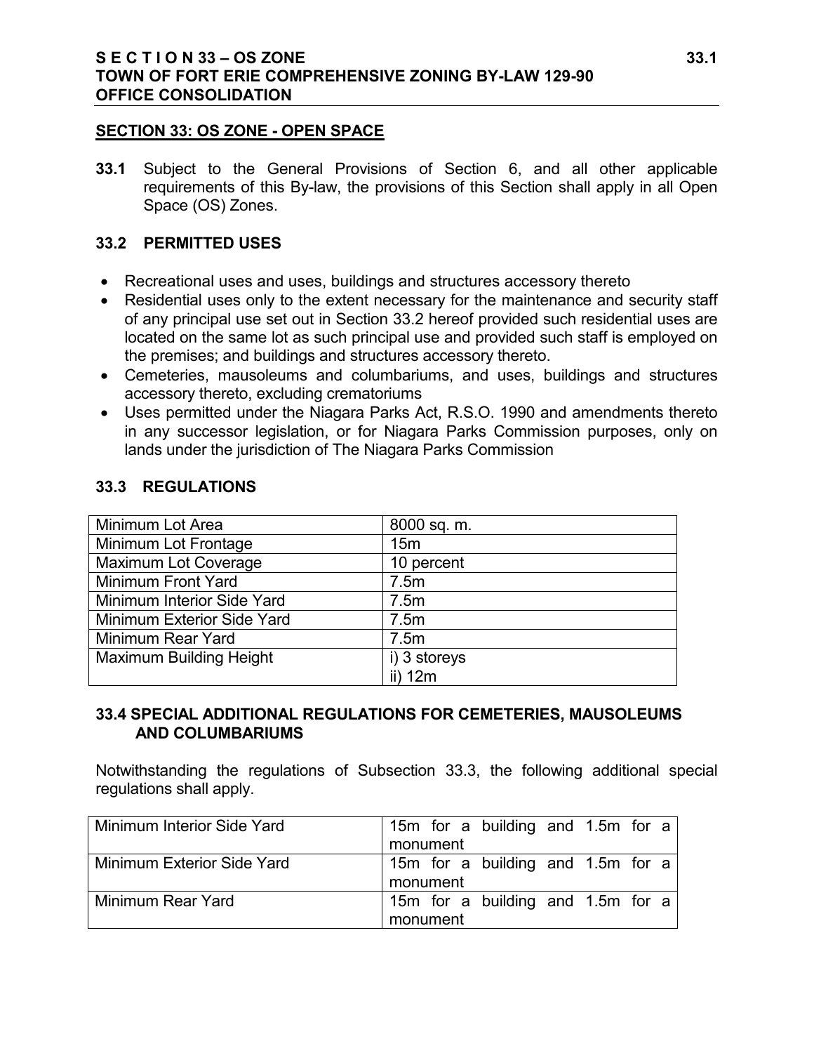## SECTION 33: OS ZONE - OPEN SPACE

**33.1** Subject to the General Provisions of Section 6, and all other applicable requirements of this By-law, the provisions of this Section shall apply in all Open Space (OS) Zones.

### 33.2 PERMITTED USES

- Recreational uses and uses, buildings and structures accessory thereto
- Residential uses only to the extent necessary for the maintenance and security staff of any principal use set out in Section 33.2 hereof provided such residential uses are located on the same lot as such principal use and provided such staff is employed on the premises; and buildings and structures accessory thereto.
- Cemeteries, mausoleums and columbariums, and uses, buildings and structures accessory thereto, excluding crematoriums
- Uses permitted under the Niagara Parks Act, R.S.O. 1990 and amendments thereto in any successor legislation, or for Niagara Parks Commission purposes, only on lands under the jurisdiction of The Niagara Parks Commission

### 33.3 REGULATIONS

| | |
|---|---|
| Minimum Lot Area | 8000 sq. m. |
| Minimum Lot Frontage | 15m |
| Maximum Lot Coverage | 10 percent |
| Minimum Front Yard | 7.5m |
| Minimum Interior Side Yard | 7.5m |
| Minimum Exterior Side Yard | 7.5m |
| Minimum Rear Yard | 7.5m |
| Maximum Building Height | i) 3 storeys<br>ii) 12m |

### 33.4 SPECIAL ADDITIONAL REGULATIONS FOR CEMETERIES, MAUSOLEUMS AND COLUMBARIUMS

Notwithstanding the regulations of Subsection 33.3, the following additional special regulations shall apply.

| | |
|---|---|
| Minimum Interior Side Yard | 15m for a building and 1.5m for a monument |
| Minimum Exterior Side Yard | 15m for a building and 1.5m for a monument |
| Minimum Rear Yard | 15m for a building and 1.5m for a monument |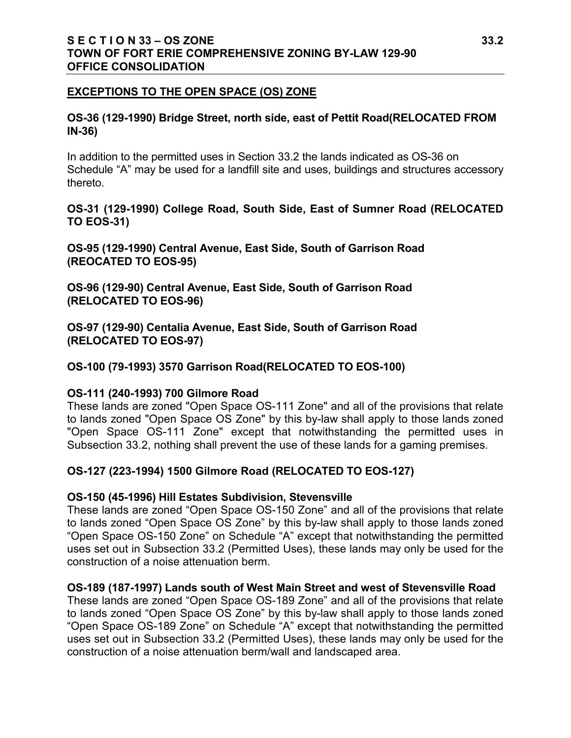## EXCEPTIONS TO THE OPEN SPACE (OS) ZONE

**OS-36 (129-1990) Bridge Street, north side, east of Pettit Road(RELOCATED FROM IN-36)**

In addition to the permitted uses in Section 33.2 the lands indicated as OS-36 on Schedule "A" may be used for a landfill site and uses, buildings and structures accessory thereto.

**OS-31 (129-1990) College Road, South Side, East of Sumner Road (RELOCATED TO EOS-31)**

**OS-95 (129-1990) Central Avenue, East Side, South of Garrison Road (REOCATED TO EOS-95)**

**OS-96 (129-90) Central Avenue, East Side, South of Garrison Road (RELOCATED TO EOS-96)**

**OS-97 (129-90) Centalia Avenue, East Side, South of Garrison Road (RELOCATED TO EOS-97)**

**OS-100 (79-1993) 3570 Garrison Road(RELOCATED TO EOS-100)**

**OS-111 (240-1993) 700 Gilmore Road**
These lands are zoned "Open Space OS-111 Zone" and all of the provisions that relate to lands zoned "Open Space OS Zone" by this by-law shall apply to those lands zoned "Open Space OS-111 Zone" except that notwithstanding the permitted uses in Subsection 33.2, nothing shall prevent the use of these lands for a gaming premises.

**OS-127 (223-1994) 1500 Gilmore Road (RELOCATED TO EOS-127)**

**OS-150 (45-1996) Hill Estates Subdivision, Stevensville**
These lands are zoned "Open Space OS-150 Zone" and all of the provisions that relate to lands zoned "Open Space OS Zone" by this by-law shall apply to those lands zoned "Open Space OS-150 Zone" on Schedule "A" except that notwithstanding the permitted uses set out in Subsection 33.2 (Permitted Uses), these lands may only be used for the construction of a noise attenuation berm.

**OS-189 (187-1997) Lands south of West Main Street and west of Stevensville Road**
These lands are zoned "Open Space OS-189 Zone" and all of the provisions that relate to lands zoned "Open Space OS Zone" by this by-law shall apply to those lands zoned "Open Space OS-189 Zone" on Schedule "A" except that notwithstanding the permitted uses set out in Subsection 33.2 (Permitted Uses), these lands may only be used for the construction of a noise attenuation berm/wall and landscaped area.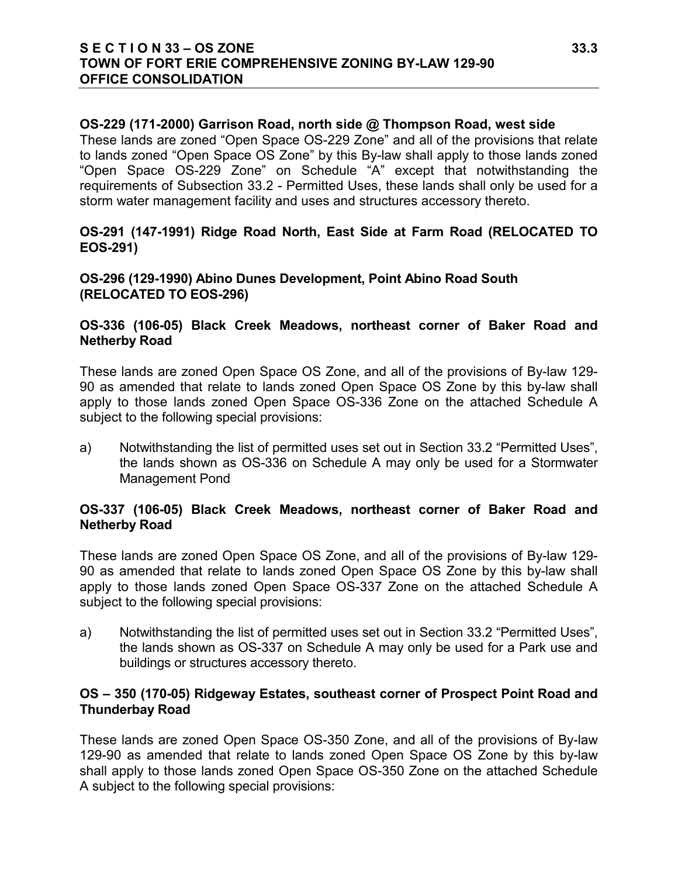**OS-229 (171-2000) Garrison Road, north side @ Thompson Road, west side**

These lands are zoned "Open Space OS-229 Zone" and all of the provisions that relate to lands zoned "Open Space OS Zone" by this By-law shall apply to those lands zoned "Open Space OS-229 Zone" on Schedule "A" except that notwithstanding the requirements of Subsection 33.2 - Permitted Uses, these lands shall only be used for a storm water management facility and uses and structures accessory thereto.

**OS-291 (147-1991) Ridge Road North, East Side at Farm Road (RELOCATED TO EOS-291)**

**OS-296 (129-1990) Abino Dunes Development, Point Abino Road South (RELOCATED TO EOS-296)**

**OS-336 (106-05) Black Creek Meadows, northeast corner of Baker Road and Netherby Road**

These lands are zoned Open Space OS Zone, and all of the provisions of By-law 129-90 as amended that relate to lands zoned Open Space OS Zone by this by-law shall apply to those lands zoned Open Space OS-336 Zone on the attached Schedule A subject to the following special provisions:

a) Notwithstanding the list of permitted uses set out in Section 33.2 "Permitted Uses", the lands shown as OS-336 on Schedule A may only be used for a Stormwater Management Pond

**OS-337 (106-05) Black Creek Meadows, northeast corner of Baker Road and Netherby Road**

These lands are zoned Open Space OS Zone, and all of the provisions of By-law 129-90 as amended that relate to lands zoned Open Space OS Zone by this by-law shall apply to those lands zoned Open Space OS-337 Zone on the attached Schedule A subject to the following special provisions:

a) Notwithstanding the list of permitted uses set out in Section 33.2 "Permitted Uses", the lands shown as OS-337 on Schedule A may only be used for a Park use and buildings or structures accessory thereto.

**OS – 350 (170-05) Ridgeway Estates, southeast corner of Prospect Point Road and Thunderbay Road**

These lands are zoned Open Space OS-350 Zone, and all of the provisions of By-law 129-90 as amended that relate to lands zoned Open Space OS Zone by this by-law shall apply to those lands zoned Open Space OS-350 Zone on the attached Schedule A subject to the following special provisions: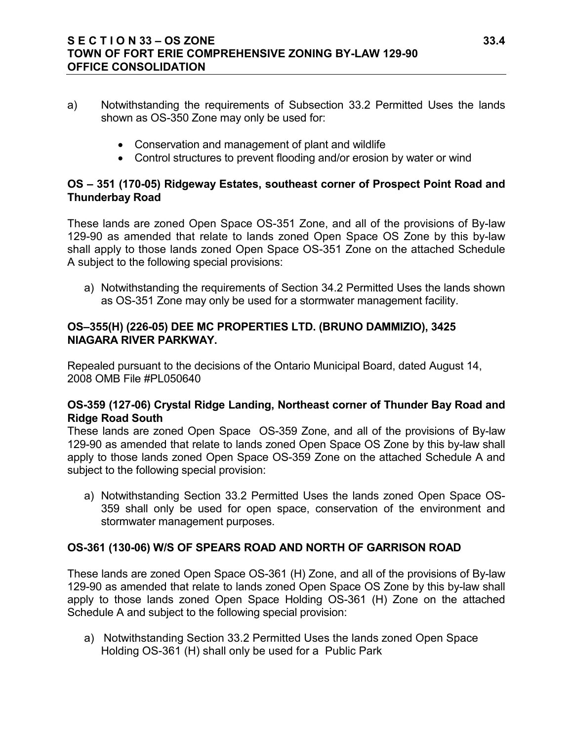a) Notwithstanding the requirements of Subsection 33.2 Permitted Uses the lands shown as OS-350 Zone may only be used for:

- Conservation and management of plant and wildlife
- Control structures to prevent flooding and/or erosion by water or wind

**OS – 351 (170-05) Ridgeway Estates, southeast corner of Prospect Point Road and Thunderbay Road**

These lands are zoned Open Space OS-351 Zone, and all of the provisions of By-law 129-90 as amended that relate to lands zoned Open Space OS Zone by this by-law shall apply to those lands zoned Open Space OS-351 Zone on the attached Schedule A subject to the following special provisions:

a) Notwithstanding the requirements of Section 34.2 Permitted Uses the lands shown as OS-351 Zone may only be used for a stormwater management facility.

**OS–355(H) (226-05) DEE MC PROPERTIES LTD. (BRUNO DAMMIZIO), 3425 NIAGARA RIVER PARKWAY.**

Repealed pursuant to the decisions of the Ontario Municipal Board, dated August 14, 2008 OMB File #PL050640

**OS-359 (127-06) Crystal Ridge Landing, Northeast corner of Thunder Bay Road and Ridge Road South**

These lands are zoned Open Space OS-359 Zone, and all of the provisions of By-law 129-90 as amended that relate to lands zoned Open Space OS Zone by this by-law shall apply to those lands zoned Open Space OS-359 Zone on the attached Schedule A and subject to the following special provision:

a) Notwithstanding Section 33.2 Permitted Uses the lands zoned Open Space OS-359 shall only be used for open space, conservation of the environment and stormwater management purposes.

**OS-361 (130-06) W/S OF SPEARS ROAD AND NORTH OF GARRISON ROAD**

These lands are zoned Open Space OS-361 (H) Zone, and all of the provisions of By-law 129-90 as amended that relate to lands zoned Open Space OS Zone by this by-law shall apply to those lands zoned Open Space Holding OS-361 (H) Zone on the attached Schedule A and subject to the following special provision:

a) Notwithstanding Section 33.2 Permitted Uses the lands zoned Open Space Holding OS-361 (H) shall only be used for a Public Park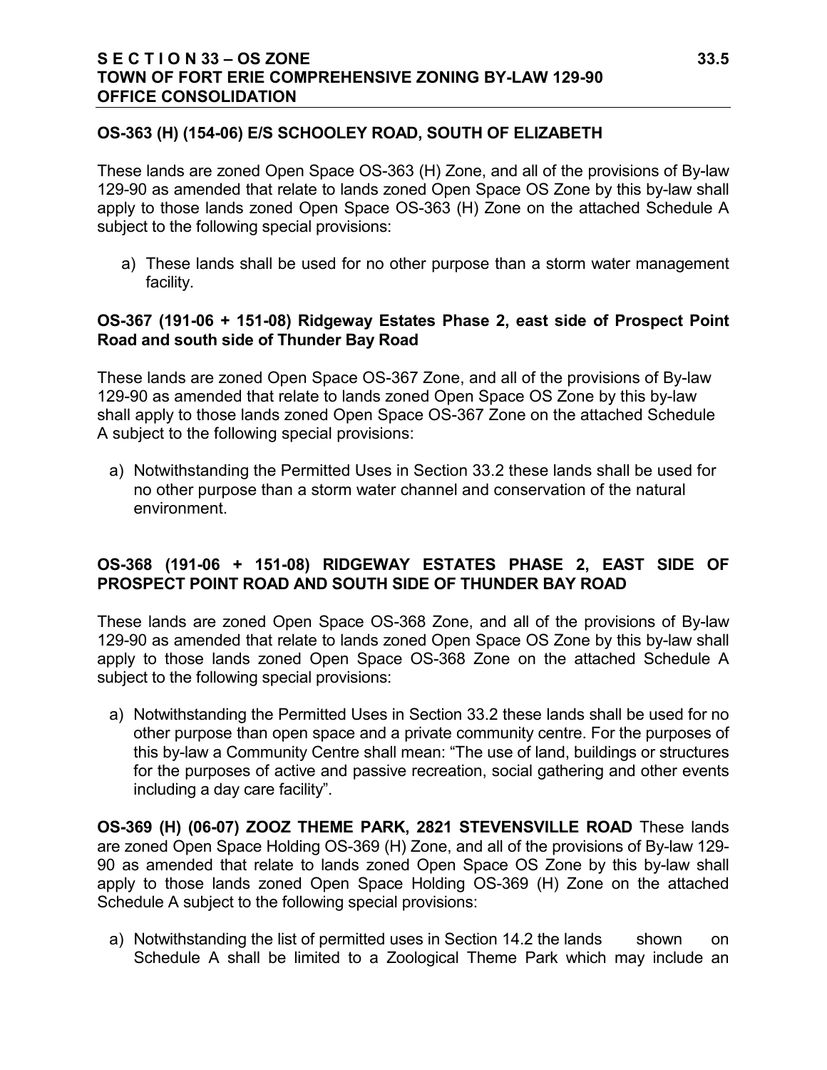**OS-363 (H) (154-06) E/S SCHOOLEY ROAD, SOUTH OF ELIZABETH**

These lands are zoned Open Space OS-363 (H) Zone, and all of the provisions of By-law 129-90 as amended that relate to lands zoned Open Space OS Zone by this by-law shall apply to those lands zoned Open Space OS-363 (H) Zone on the attached Schedule A subject to the following special provisions:

a) These lands shall be used for no other purpose than a storm water management facility.

**OS-367 (191-06 + 151-08) Ridgeway Estates Phase 2, east side of Prospect Point Road and south side of Thunder Bay Road**

These lands are zoned Open Space OS-367 Zone, and all of the provisions of By-law 129-90 as amended that relate to lands zoned Open Space OS Zone by this by-law shall apply to those lands zoned Open Space OS-367 Zone on the attached Schedule A subject to the following special provisions:

a) Notwithstanding the Permitted Uses in Section 33.2 these lands shall be used for no other purpose than a storm water channel and conservation of the natural environment.

**OS-368 (191-06 + 151-08) RIDGEWAY ESTATES PHASE 2, EAST SIDE OF PROSPECT POINT ROAD AND SOUTH SIDE OF THUNDER BAY ROAD**

These lands are zoned Open Space OS-368 Zone, and all of the provisions of By-law 129-90 as amended that relate to lands zoned Open Space OS Zone by this by-law shall apply to those lands zoned Open Space OS-368 Zone on the attached Schedule A subject to the following special provisions:

a) Notwithstanding the Permitted Uses in Section 33.2 these lands shall be used for no other purpose than open space and a private community centre. For the purposes of this by-law a Community Centre shall mean: "The use of land, buildings or structures for the purposes of active and passive recreation, social gathering and other events including a day care facility".

**OS-369 (H) (06-07) ZOOZ THEME PARK, 2821 STEVENSVILLE ROAD** These lands are zoned Open Space Holding OS-369 (H) Zone, and all of the provisions of By-law 129-90 as amended that relate to lands zoned Open Space OS Zone by this by-law shall apply to those lands zoned Open Space Holding OS-369 (H) Zone on the attached Schedule A subject to the following special provisions:

a) Notwithstanding the list of permitted uses in Section 14.2 the lands shown on Schedule A shall be limited to a Zoological Theme Park which may include an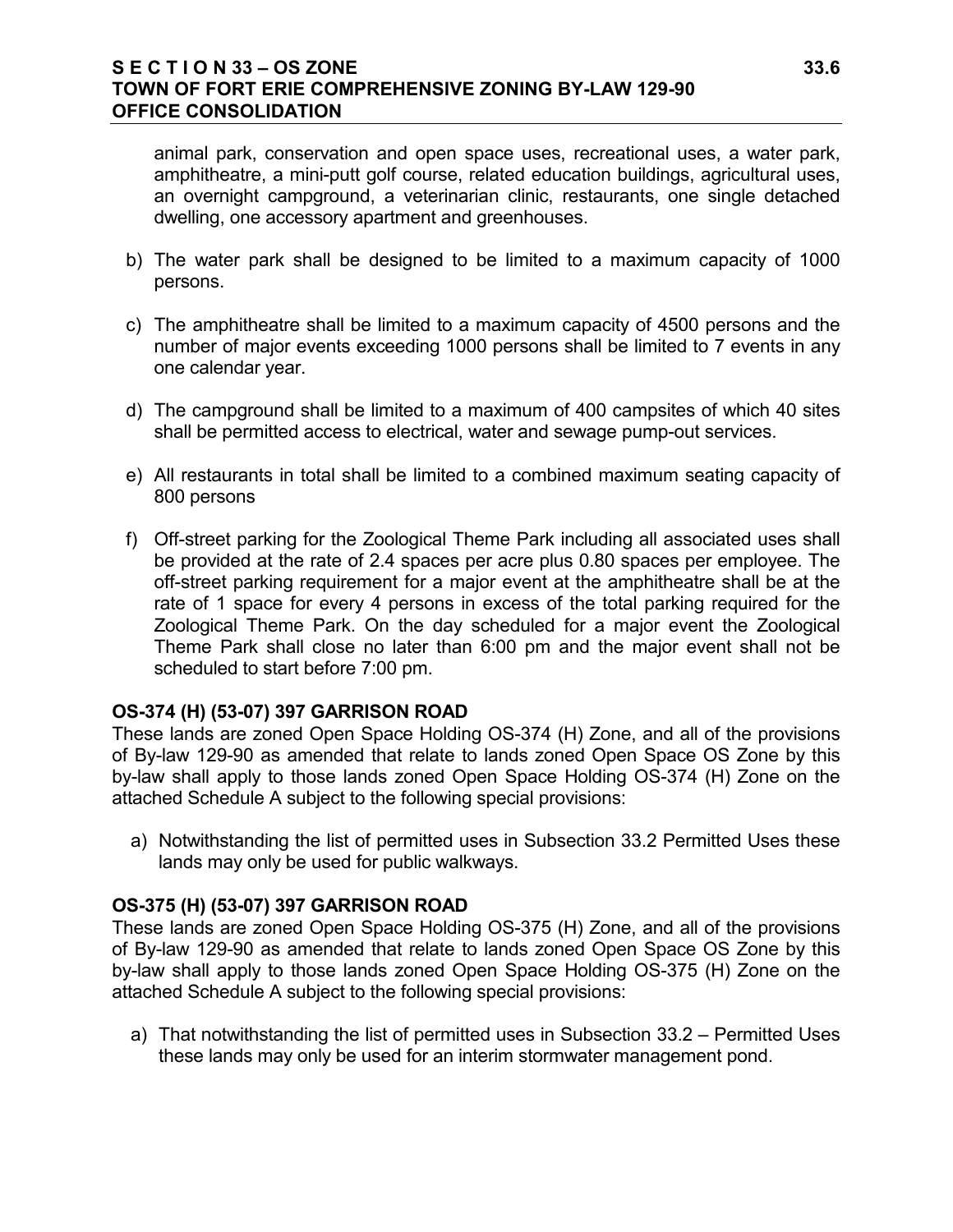animal park, conservation and open space uses, recreational uses, a water park, amphitheatre, a mini-putt golf course, related education buildings, agricultural uses, an overnight campground, a veterinarian clinic, restaurants, one single detached dwelling, one accessory apartment and greenhouses.

b) The water park shall be designed to be limited to a maximum capacity of 1000 persons.

c) The amphitheatre shall be limited to a maximum capacity of 4500 persons and the number of major events exceeding 1000 persons shall be limited to 7 events in any one calendar year.

d) The campground shall be limited to a maximum of 400 campsites of which 40 sites shall be permitted access to electrical, water and sewage pump-out services.

e) All restaurants in total shall be limited to a combined maximum seating capacity of 800 persons

f) Off-street parking for the Zoological Theme Park including all associated uses shall be provided at the rate of 2.4 spaces per acre plus 0.80 spaces per employee. The off-street parking requirement for a major event at the amphitheatre shall be at the rate of 1 space for every 4 persons in excess of the total parking required for the Zoological Theme Park. On the day scheduled for a major event the Zoological Theme Park shall close no later than 6:00 pm and the major event shall not be scheduled to start before 7:00 pm.

**OS-374 (H) (53-07) 397 GARRISON ROAD**

These lands are zoned Open Space Holding OS-374 (H) Zone, and all of the provisions of By-law 129-90 as amended that relate to lands zoned Open Space OS Zone by this by-law shall apply to those lands zoned Open Space Holding OS-374 (H) Zone on the attached Schedule A subject to the following special provisions:

a) Notwithstanding the list of permitted uses in Subsection 33.2 Permitted Uses these lands may only be used for public walkways.

**OS-375 (H) (53-07) 397 GARRISON ROAD**

These lands are zoned Open Space Holding OS-375 (H) Zone, and all of the provisions of By-law 129-90 as amended that relate to lands zoned Open Space OS Zone by this by-law shall apply to those lands zoned Open Space Holding OS-375 (H) Zone on the attached Schedule A subject to the following special provisions:

a) That notwithstanding the list of permitted uses in Subsection 33.2 – Permitted Uses these lands may only be used for an interim stormwater management pond.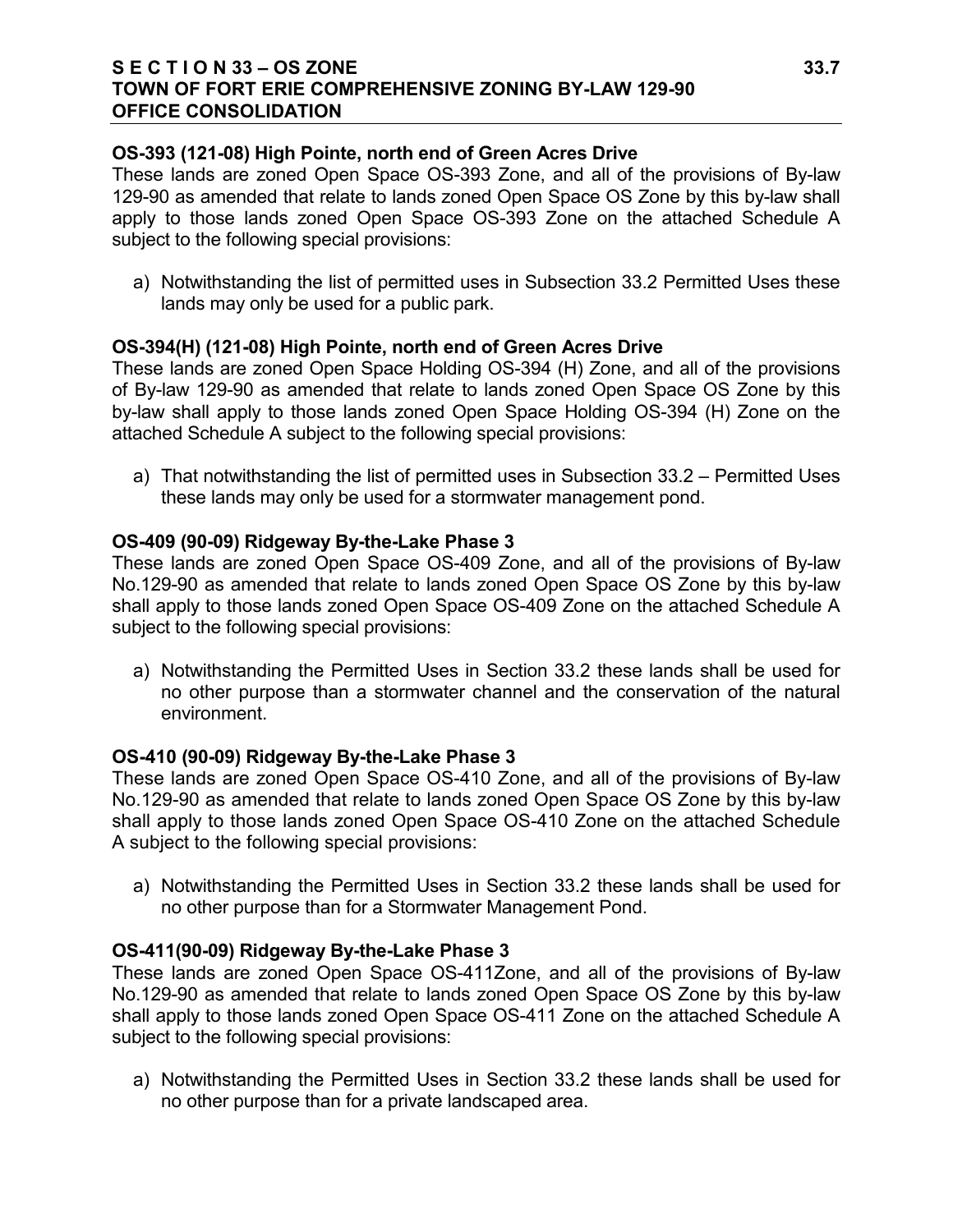**OS-393 (121-08) High Pointe, north end of Green Acres Drive**

These lands are zoned Open Space OS-393 Zone, and all of the provisions of By-law 129-90 as amended that relate to lands zoned Open Space OS Zone by this by-law shall apply to those lands zoned Open Space OS-393 Zone on the attached Schedule A subject to the following special provisions:

a) Notwithstanding the list of permitted uses in Subsection 33.2 Permitted Uses these lands may only be used for a public park.

**OS-394(H) (121-08) High Pointe, north end of Green Acres Drive**

These lands are zoned Open Space Holding OS-394 (H) Zone, and all of the provisions of By-law 129-90 as amended that relate to lands zoned Open Space OS Zone by this by-law shall apply to those lands zoned Open Space Holding OS-394 (H) Zone on the attached Schedule A subject to the following special provisions:

a) That notwithstanding the list of permitted uses in Subsection 33.2 – Permitted Uses these lands may only be used for a stormwater management pond.

**OS-409 (90-09) Ridgeway By-the-Lake Phase 3**

These lands are zoned Open Space OS-409 Zone, and all of the provisions of By-law No.129-90 as amended that relate to lands zoned Open Space OS Zone by this by-law shall apply to those lands zoned Open Space OS-409 Zone on the attached Schedule A subject to the following special provisions:

a) Notwithstanding the Permitted Uses in Section 33.2 these lands shall be used for no other purpose than a stormwater channel and the conservation of the natural environment.

**OS-410 (90-09) Ridgeway By-the-Lake Phase 3**

These lands are zoned Open Space OS-410 Zone, and all of the provisions of By-law No.129-90 as amended that relate to lands zoned Open Space OS Zone by this by-law shall apply to those lands zoned Open Space OS-410 Zone on the attached Schedule A subject to the following special provisions:

a) Notwithstanding the Permitted Uses in Section 33.2 these lands shall be used for no other purpose than for a Stormwater Management Pond.

**OS-411(90-09) Ridgeway By-the-Lake Phase 3**

These lands are zoned Open Space OS-411Zone, and all of the provisions of By-law No.129-90 as amended that relate to lands zoned Open Space OS Zone by this by-law shall apply to those lands zoned Open Space OS-411 Zone on the attached Schedule A subject to the following special provisions:

a) Notwithstanding the Permitted Uses in Section 33.2 these lands shall be used for no other purpose than for a private landscaped area.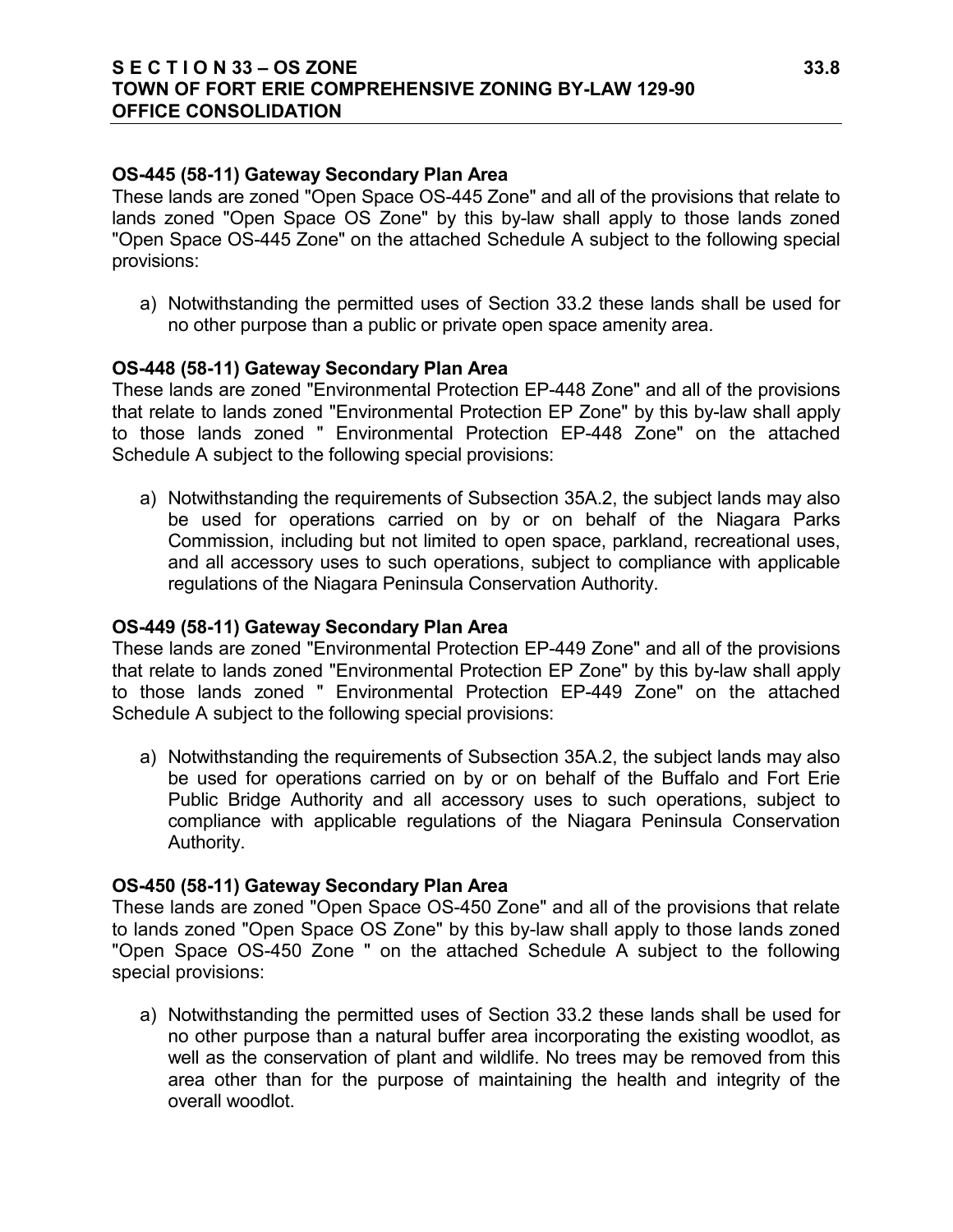### OS-445 (58-11) Gateway Secondary Plan Area

These lands are zoned "Open Space OS-445 Zone" and all of the provisions that relate to lands zoned "Open Space OS Zone" by this by-law shall apply to those lands zoned "Open Space OS-445 Zone" on the attached Schedule A subject to the following special provisions:

a) Notwithstanding the permitted uses of Section 33.2 these lands shall be used for no other purpose than a public or private open space amenity area.

### OS-448 (58-11) Gateway Secondary Plan Area

These lands are zoned "Environmental Protection EP-448 Zone" and all of the provisions that relate to lands zoned "Environmental Protection EP Zone" by this by-law shall apply to those lands zoned " Environmental Protection EP-448 Zone" on the attached Schedule A subject to the following special provisions:

a) Notwithstanding the requirements of Subsection 35A.2, the subject lands may also be used for operations carried on by or on behalf of the Niagara Parks Commission, including but not limited to open space, parkland, recreational uses, and all accessory uses to such operations, subject to compliance with applicable regulations of the Niagara Peninsula Conservation Authority.

### OS-449 (58-11) Gateway Secondary Plan Area

These lands are zoned "Environmental Protection EP-449 Zone" and all of the provisions that relate to lands zoned "Environmental Protection EP Zone" by this by-law shall apply to those lands zoned " Environmental Protection EP-449 Zone" on the attached Schedule A subject to the following special provisions:

a) Notwithstanding the requirements of Subsection 35A.2, the subject lands may also be used for operations carried on by or on behalf of the Buffalo and Fort Erie Public Bridge Authority and all accessory uses to such operations, subject to compliance with applicable regulations of the Niagara Peninsula Conservation Authority.

### OS-450 (58-11) Gateway Secondary Plan Area

These lands are zoned "Open Space OS-450 Zone" and all of the provisions that relate to lands zoned "Open Space OS Zone" by this by-law shall apply to those lands zoned "Open Space OS-450 Zone " on the attached Schedule A subject to the following special provisions:

a) Notwithstanding the permitted uses of Section 33.2 these lands shall be used for no other purpose than a natural buffer area incorporating the existing woodlot, as well as the conservation of plant and wildlife. No trees may be removed from this area other than for the purpose of maintaining the health and integrity of the overall woodlot.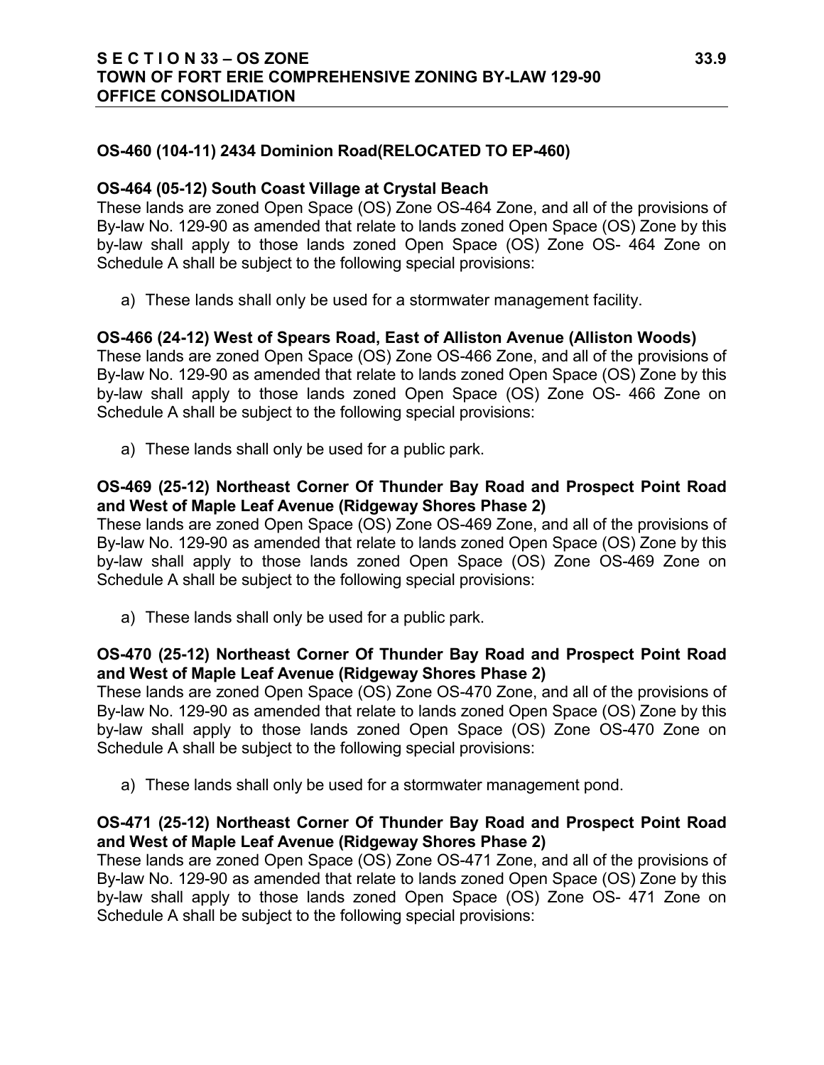**OS-460 (104-11) 2434 Dominion Road(RELOCATED TO EP-460)**

**OS-464 (05-12) South Coast Village at Crystal Beach**

These lands are zoned Open Space (OS) Zone OS-464 Zone, and all of the provisions of By-law No. 129-90 as amended that relate to lands zoned Open Space (OS) Zone by this by-law shall apply to those lands zoned Open Space (OS) Zone OS- 464 Zone on Schedule A shall be subject to the following special provisions:

a) These lands shall only be used for a stormwater management facility.

**OS-466 (24-12) West of Spears Road, East of Alliston Avenue (Alliston Woods)**

These lands are zoned Open Space (OS) Zone OS-466 Zone, and all of the provisions of By-law No. 129-90 as amended that relate to lands zoned Open Space (OS) Zone by this by-law shall apply to those lands zoned Open Space (OS) Zone OS- 466 Zone on Schedule A shall be subject to the following special provisions:

a) These lands shall only be used for a public park.

**OS-469 (25-12) Northeast Corner Of Thunder Bay Road and Prospect Point Road and West of Maple Leaf Avenue (Ridgeway Shores Phase 2)**

These lands are zoned Open Space (OS) Zone OS-469 Zone, and all of the provisions of By-law No. 129-90 as amended that relate to lands zoned Open Space (OS) Zone by this by-law shall apply to those lands zoned Open Space (OS) Zone OS-469 Zone on Schedule A shall be subject to the following special provisions:

a) These lands shall only be used for a public park.

**OS-470 (25-12) Northeast Corner Of Thunder Bay Road and Prospect Point Road and West of Maple Leaf Avenue (Ridgeway Shores Phase 2)**

These lands are zoned Open Space (OS) Zone OS-470 Zone, and all of the provisions of By-law No. 129-90 as amended that relate to lands zoned Open Space (OS) Zone by this by-law shall apply to those lands zoned Open Space (OS) Zone OS-470 Zone on Schedule A shall be subject to the following special provisions:

a) These lands shall only be used for a stormwater management pond.

**OS-471 (25-12) Northeast Corner Of Thunder Bay Road and Prospect Point Road and West of Maple Leaf Avenue (Ridgeway Shores Phase 2)**

These lands are zoned Open Space (OS) Zone OS-471 Zone, and all of the provisions of By-law No. 129-90 as amended that relate to lands zoned Open Space (OS) Zone by this by-law shall apply to those lands zoned Open Space (OS) Zone OS- 471 Zone on Schedule A shall be subject to the following special provisions: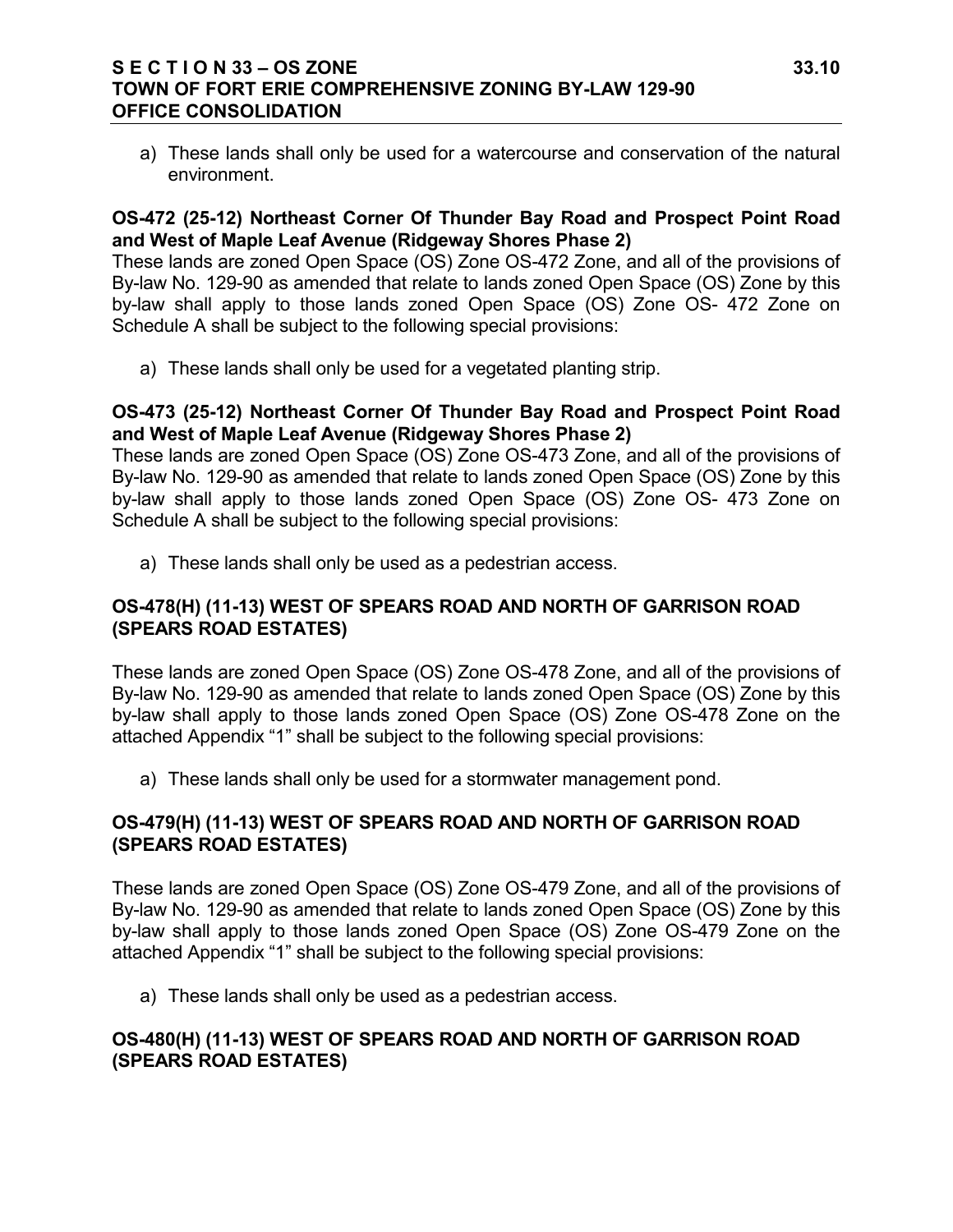a) These lands shall only be used for a watercourse and conservation of the natural environment.

**OS-472 (25-12) Northeast Corner Of Thunder Bay Road and Prospect Point Road and West of Maple Leaf Avenue (Ridgeway Shores Phase 2)**

These lands are zoned Open Space (OS) Zone OS-472 Zone, and all of the provisions of By-law No. 129-90 as amended that relate to lands zoned Open Space (OS) Zone by this by-law shall apply to those lands zoned Open Space (OS) Zone OS- 472 Zone on Schedule A shall be subject to the following special provisions:

a) These lands shall only be used for a vegetated planting strip.

**OS-473 (25-12) Northeast Corner Of Thunder Bay Road and Prospect Point Road and West of Maple Leaf Avenue (Ridgeway Shores Phase 2)**

These lands are zoned Open Space (OS) Zone OS-473 Zone, and all of the provisions of By-law No. 129-90 as amended that relate to lands zoned Open Space (OS) Zone by this by-law shall apply to those lands zoned Open Space (OS) Zone OS- 473 Zone on Schedule A shall be subject to the following special provisions:

a) These lands shall only be used as a pedestrian access.

**OS-478(H) (11-13) WEST OF SPEARS ROAD AND NORTH OF GARRISON ROAD (SPEARS ROAD ESTATES)**

These lands are zoned Open Space (OS) Zone OS-478 Zone, and all of the provisions of By-law No. 129-90 as amended that relate to lands zoned Open Space (OS) Zone by this by-law shall apply to those lands zoned Open Space (OS) Zone OS-478 Zone on the attached Appendix "1" shall be subject to the following special provisions:

a) These lands shall only be used for a stormwater management pond.

**OS-479(H) (11-13) WEST OF SPEARS ROAD AND NORTH OF GARRISON ROAD (SPEARS ROAD ESTATES)**

These lands are zoned Open Space (OS) Zone OS-479 Zone, and all of the provisions of By-law No. 129-90 as amended that relate to lands zoned Open Space (OS) Zone by this by-law shall apply to those lands zoned Open Space (OS) Zone OS-479 Zone on the attached Appendix "1" shall be subject to the following special provisions:

a) These lands shall only be used as a pedestrian access.

**OS-480(H) (11-13) WEST OF SPEARS ROAD AND NORTH OF GARRISON ROAD (SPEARS ROAD ESTATES)**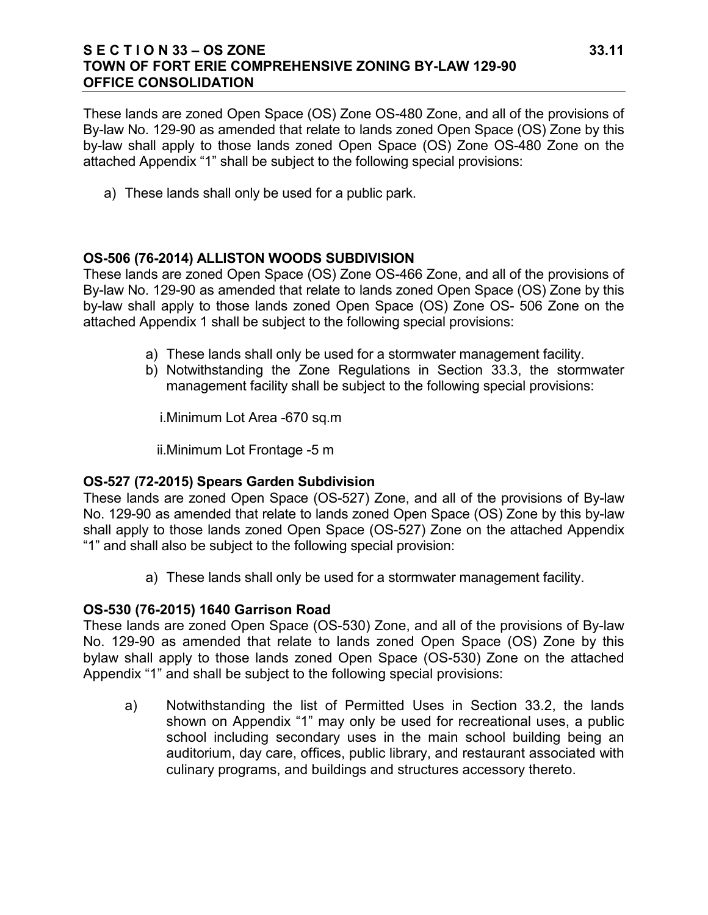These lands are zoned Open Space (OS) Zone OS-480 Zone, and all of the provisions of By-law No. 129-90 as amended that relate to lands zoned Open Space (OS) Zone by this by-law shall apply to those lands zoned Open Space (OS) Zone OS-480 Zone on the attached Appendix "1" shall be subject to the following special provisions:

a) These lands shall only be used for a public park.

**OS-506 (76-2014) ALLISTON WOODS SUBDIVISION**

These lands are zoned Open Space (OS) Zone OS-466 Zone, and all of the provisions of By-law No. 129-90 as amended that relate to lands zoned Open Space (OS) Zone by this by-law shall apply to those lands zoned Open Space (OS) Zone OS- 506 Zone on the attached Appendix 1 shall be subject to the following special provisions:

a) These lands shall only be used for a stormwater management facility.
b) Notwithstanding the Zone Regulations in Section 33.3, the stormwater management facility shall be subject to the following special provisions:

   i. Minimum Lot Area -670 sq.m

   ii. Minimum Lot Frontage -5 m

**OS-527 (72-2015) Spears Garden Subdivision**

These lands are zoned Open Space (OS-527) Zone, and all of the provisions of By-law No. 129-90 as amended that relate to lands zoned Open Space (OS) Zone by this by-law shall apply to those lands zoned Open Space (OS-527) Zone on the attached Appendix "1" and shall also be subject to the following special provision:

a) These lands shall only be used for a stormwater management facility.

**OS-530 (76-2015) 1640 Garrison Road**

These lands are zoned Open Space (OS-530) Zone, and all of the provisions of By-law No. 129-90 as amended that relate to lands zoned Open Space (OS) Zone by this bylaw shall apply to those lands zoned Open Space (OS-530) Zone on the attached Appendix "1" and shall be subject to the following special provisions:

a) Notwithstanding the list of Permitted Uses in Section 33.2, the lands shown on Appendix "1" may only be used for recreational uses, a public school including secondary uses in the main school building being an auditorium, day care, offices, public library, and restaurant associated with culinary programs, and buildings and structures accessory thereto.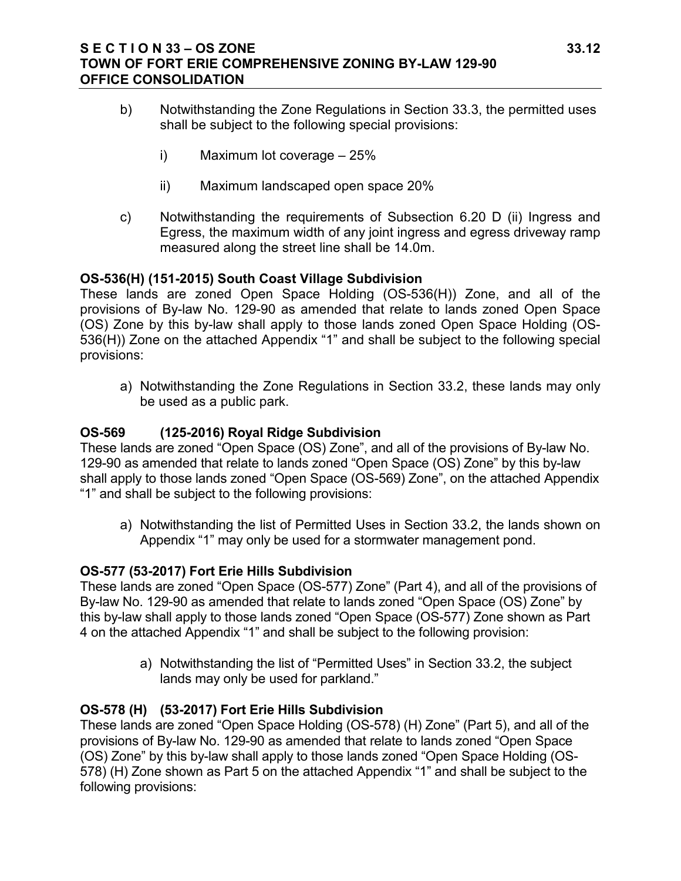b) Notwithstanding the Zone Regulations in Section 33.3, the permitted uses shall be subject to the following special provisions:

   i) Maximum lot coverage – 25%

   ii) Maximum landscaped open space 20%

c) Notwithstanding the requirements of Subsection 6.20 D (ii) Ingress and Egress, the maximum width of any joint ingress and egress driveway ramp measured along the street line shall be 14.0m.

**OS-536(H) (151-2015) South Coast Village Subdivision**

These lands are zoned Open Space Holding (OS-536(H)) Zone, and all of the provisions of By-law No. 129-90 as amended that relate to lands zoned Open Space (OS) Zone by this by-law shall apply to those lands zoned Open Space Holding (OS-536(H)) Zone on the attached Appendix "1" and shall be subject to the following special provisions:

a) Notwithstanding the Zone Regulations in Section 33.2, these lands may only be used as a public park.

**OS-569 (125-2016) Royal Ridge Subdivision**

These lands are zoned "Open Space (OS) Zone", and all of the provisions of By-law No. 129-90 as amended that relate to lands zoned "Open Space (OS) Zone" by this by-law shall apply to those lands zoned "Open Space (OS-569) Zone", on the attached Appendix "1" and shall be subject to the following provisions:

a) Notwithstanding the list of Permitted Uses in Section 33.2, the lands shown on Appendix "1" may only be used for a stormwater management pond.

**OS-577 (53-2017) Fort Erie Hills Subdivision**

These lands are zoned "Open Space (OS-577) Zone" (Part 4), and all of the provisions of By-law No. 129-90 as amended that relate to lands zoned "Open Space (OS) Zone" by this by-law shall apply to those lands zoned "Open Space (OS-577) Zone shown as Part 4 on the attached Appendix "1" and shall be subject to the following provision:

a) Notwithstanding the list of "Permitted Uses" in Section 33.2, the subject lands may only be used for parkland."

**OS-578 (H) (53-2017) Fort Erie Hills Subdivision**

These lands are zoned "Open Space Holding (OS-578) (H) Zone" (Part 5), and all of the provisions of By-law No. 129-90 as amended that relate to lands zoned "Open Space (OS) Zone" by this by-law shall apply to those lands zoned "Open Space Holding (OS-578) (H) Zone shown as Part 5 on the attached Appendix "1" and shall be subject to the following provisions: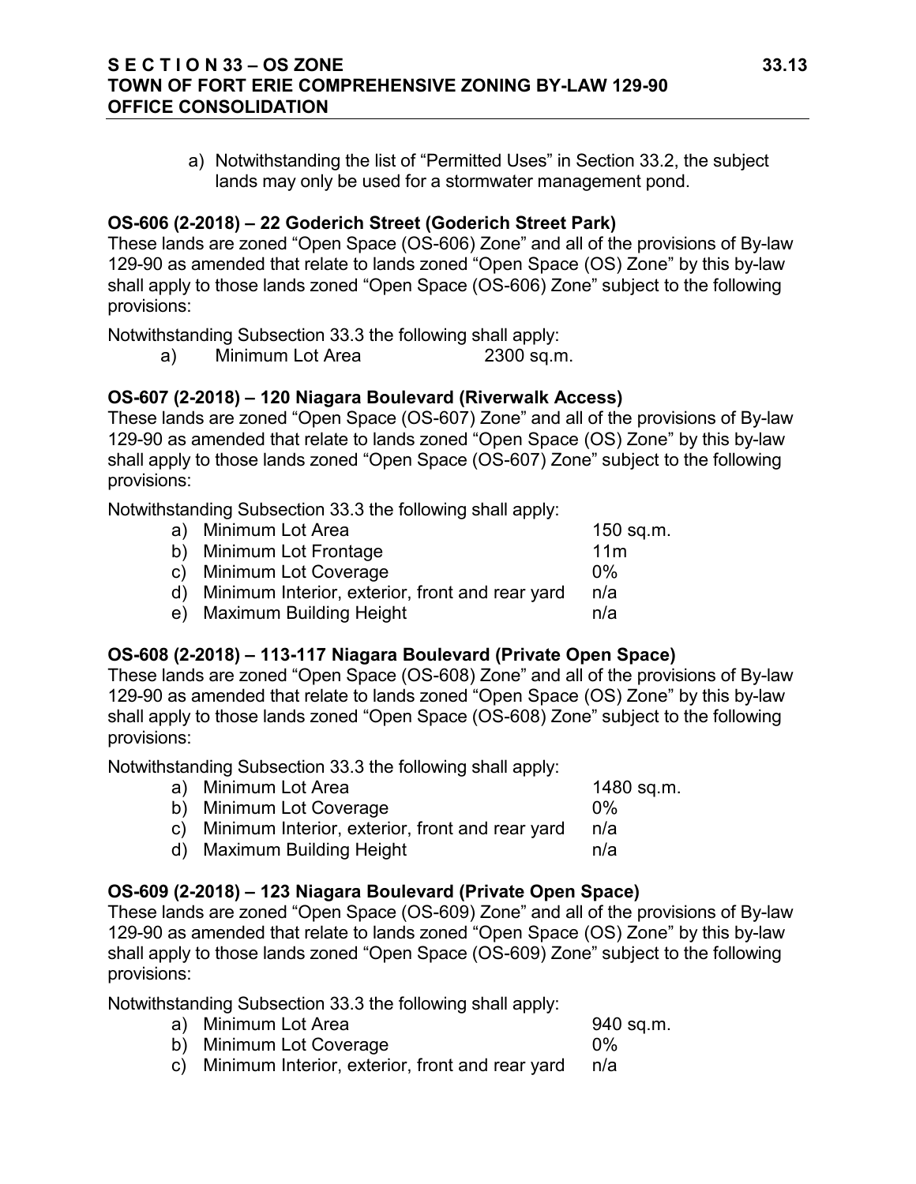a) Notwithstanding the list of "Permitted Uses" in Section 33.2, the subject lands may only be used for a stormwater management pond.

**OS-606 (2-2018) – 22 Goderich Street (Goderich Street Park)**

These lands are zoned "Open Space (OS-606) Zone" and all of the provisions of By-law 129-90 as amended that relate to lands zoned "Open Space (OS) Zone" by this by-law shall apply to those lands zoned "Open Space (OS-606) Zone" subject to the following provisions:

Notwithstanding Subsection 33.3 the following shall apply:

| | | |
|---|---|---|
| a) | Minimum Lot Area | 2300 sq.m. |

**OS-607 (2-2018) – 120 Niagara Boulevard (Riverwalk Access)**

These lands are zoned "Open Space (OS-607) Zone" and all of the provisions of By-law 129-90 as amended that relate to lands zoned "Open Space (OS) Zone" by this by-law shall apply to those lands zoned "Open Space (OS-607) Zone" subject to the following provisions:

Notwithstanding Subsection 33.3 the following shall apply:

| | | |
|---|---|---|
| a) | Minimum Lot Area | 150 sq.m. |
| b) | Minimum Lot Frontage | 11m |
| c) | Minimum Lot Coverage | 0% |
| d) | Minimum Interior, exterior, front and rear yard | n/a |
| e) | Maximum Building Height | n/a |

**OS-608 (2-2018) – 113-117 Niagara Boulevard (Private Open Space)**

These lands are zoned "Open Space (OS-608) Zone" and all of the provisions of By-law 129-90 as amended that relate to lands zoned "Open Space (OS) Zone" by this by-law shall apply to those lands zoned "Open Space (OS-608) Zone" subject to the following provisions:

Notwithstanding Subsection 33.3 the following shall apply:

| | | |
|---|---|---|
| a) | Minimum Lot Area | 1480 sq.m. |
| b) | Minimum Lot Coverage | 0% |
| c) | Minimum Interior, exterior, front and rear yard | n/a |
| d) | Maximum Building Height | n/a |

**OS-609 (2-2018) – 123 Niagara Boulevard (Private Open Space)**

These lands are zoned "Open Space (OS-609) Zone" and all of the provisions of By-law 129-90 as amended that relate to lands zoned "Open Space (OS) Zone" by this by-law shall apply to those lands zoned "Open Space (OS-609) Zone" subject to the following provisions:

Notwithstanding Subsection 33.3 the following shall apply:

| | | |
|---|---|---|
| a) | Minimum Lot Area | 940 sq.m. |
| b) | Minimum Lot Coverage | 0% |
| c) | Minimum Interior, exterior, front and rear yard | n/a |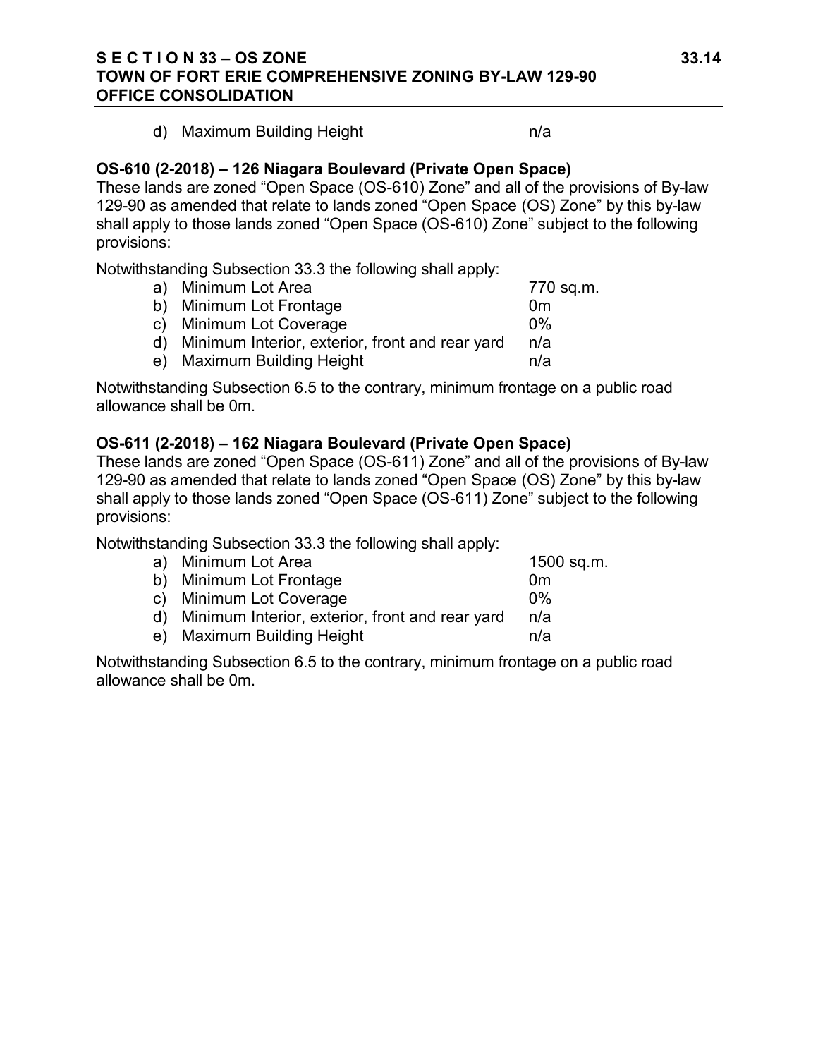d) Maximum Building Height n/a

**OS-610 (2-2018) – 126 Niagara Boulevard (Private Open Space)**

These lands are zoned "Open Space (OS-610) Zone" and all of the provisions of By-law 129-90 as amended that relate to lands zoned "Open Space (OS) Zone" by this by-law shall apply to those lands zoned "Open Space (OS-610) Zone" subject to the following provisions:

Notwithstanding Subsection 33.3 the following shall apply:

| | | |
|---|---|---|
| a) | Minimum Lot Area | 770 sq.m. |
| b) | Minimum Lot Frontage | 0m |
| c) | Minimum Lot Coverage | 0% |
| d) | Minimum Interior, exterior, front and rear yard | n/a |
| e) | Maximum Building Height | n/a |

Notwithstanding Subsection 6.5 to the contrary, minimum frontage on a public road allowance shall be 0m.

**OS-611 (2-2018) – 162 Niagara Boulevard (Private Open Space)**

These lands are zoned "Open Space (OS-611) Zone" and all of the provisions of By-law 129-90 as amended that relate to lands zoned "Open Space (OS) Zone" by this by-law shall apply to those lands zoned "Open Space (OS-611) Zone" subject to the following provisions:

Notwithstanding Subsection 33.3 the following shall apply:

| | | |
|---|---|---|
| a) | Minimum Lot Area | 1500 sq.m. |
| b) | Minimum Lot Frontage | 0m |
| c) | Minimum Lot Coverage | 0% |
| d) | Minimum Interior, exterior, front and rear yard | n/a |
| e) | Maximum Building Height | n/a |

Notwithstanding Subsection 6.5 to the contrary, minimum frontage on a public road allowance shall be 0m.